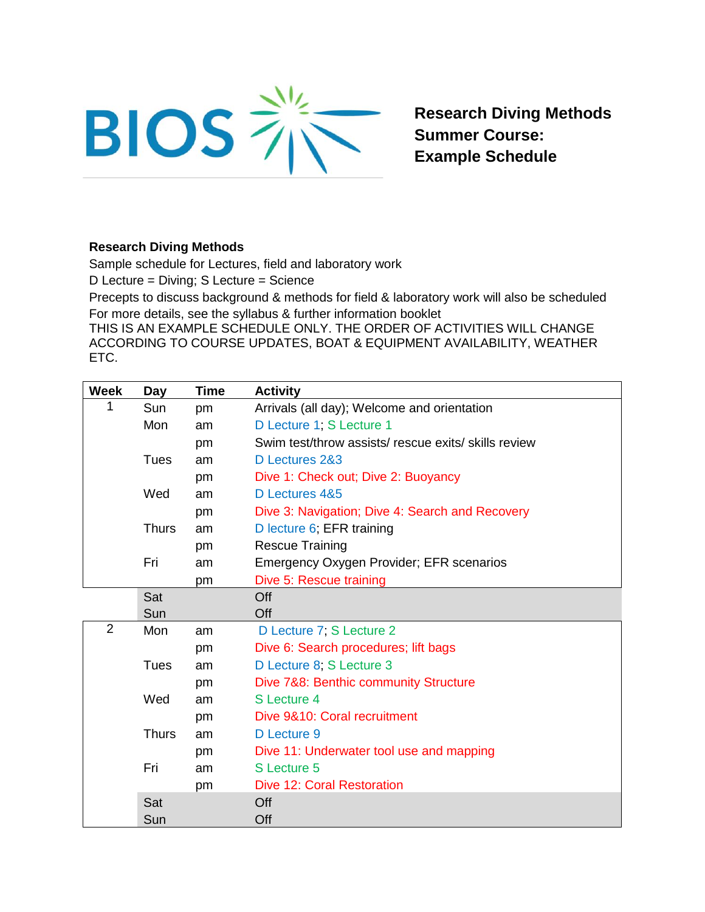BIOS

# Research Diving Methods Summer Course: Example Schedule

**Research Diving Methods**

Sample schedule for Lectures, field and laboratory work

D Lecture = Diving; S Lecture = Science

Precepts to discuss background & methods for field & laboratory work will also be scheduled

For more details, see the syllabus & further information booklet

THIS IS AN EXAMPLE SCHEDULE ONLY. THE ORDER OF ACTIVITIES WILL CHANGE ACCORDING TO COURSE UPDATES, BOAT & EQUIPMENT AVAILABILITY, WEATHER ETC.

| Week | Day | Time | Activity |
|---|---|---|---|
| 1 | Sun | pm | Arrivals (all day); Welcome and orientation |
| | Mon | am | D Lecture 1; S Lecture 1 |
| | | pm | Swim test/throw assists/ rescue exits/ skills review |
| | Tues | am | D Lectures 2&3 |
| | | pm | Dive 1: Check out; Dive 2: Buoyancy |
| | Wed | am | D Lectures 4&5 |
| | | pm | Dive 3: Navigation; Dive 4: Search and Recovery |
| | Thurs | am | D lecture 6; EFR training |
| | | pm | Rescue Training |
| | Fri | am | Emergency Oxygen Provider; EFR scenarios |
| | | pm | Dive 5: Rescue training |
| | Sat | | Off |
| | Sun | | Off |
| 2 | Mon | am | D Lecture 7; S Lecture 2 |
| | | pm | Dive 6: Search procedures; lift bags |
| | Tues | am | D Lecture 8; S Lecture 3 |
| | | pm | Dive 7&8: Benthic community Structure |
| | Wed | am | S Lecture 4 |
| | | pm | Dive 9&10: Coral recruitment |
| | Thurs | am | D Lecture 9 |
| | | pm | Dive 11: Underwater tool use and mapping |
| | Fri | am | S Lecture 5 |
| | | pm | Dive 12: Coral Restoration |
| | Sat | | Off |
| | Sun | | Off |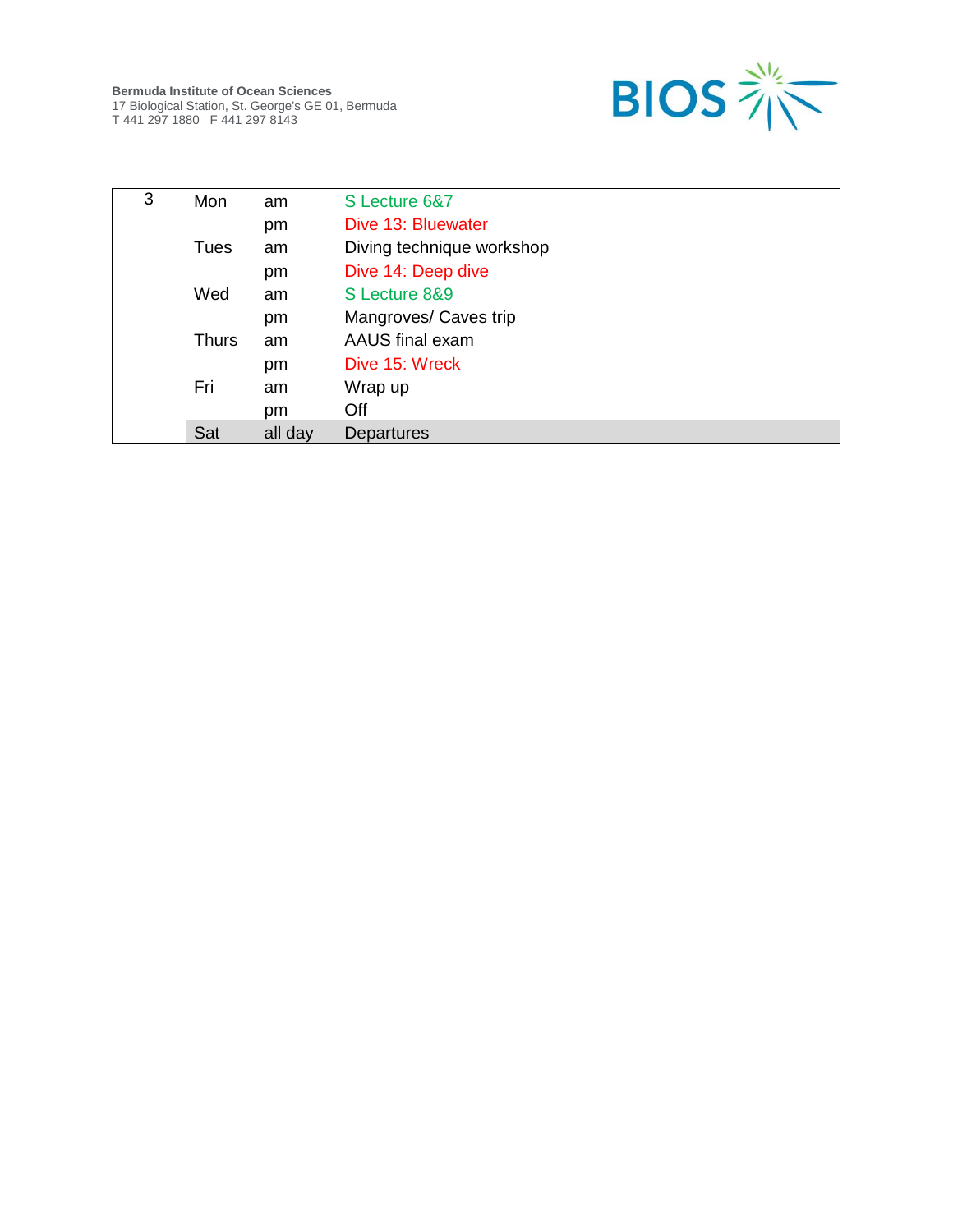Bermuda Institute of Ocean Sciences
17 Biological Station, St. George's GE 01, Bermuda
T 441 297 1880   F 441 297 8143

BIOS

| | | | |
|---|---|---|---|
| 3 | Mon | am | S Lecture 6&7 |
| | | pm | Dive 13: Bluewater |
| | Tues | am | Diving technique workshop |
| | | pm | Dive 14: Deep dive |
| | Wed | am | S Lecture 8&9 |
| | | pm | Mangroves/ Caves trip |
| | Thurs | am | AAUS final exam |
| | | pm | Dive 15: Wreck |
| | Fri | am | Wrap up |
| | | pm | Off |
| | Sat | all day | Departures |